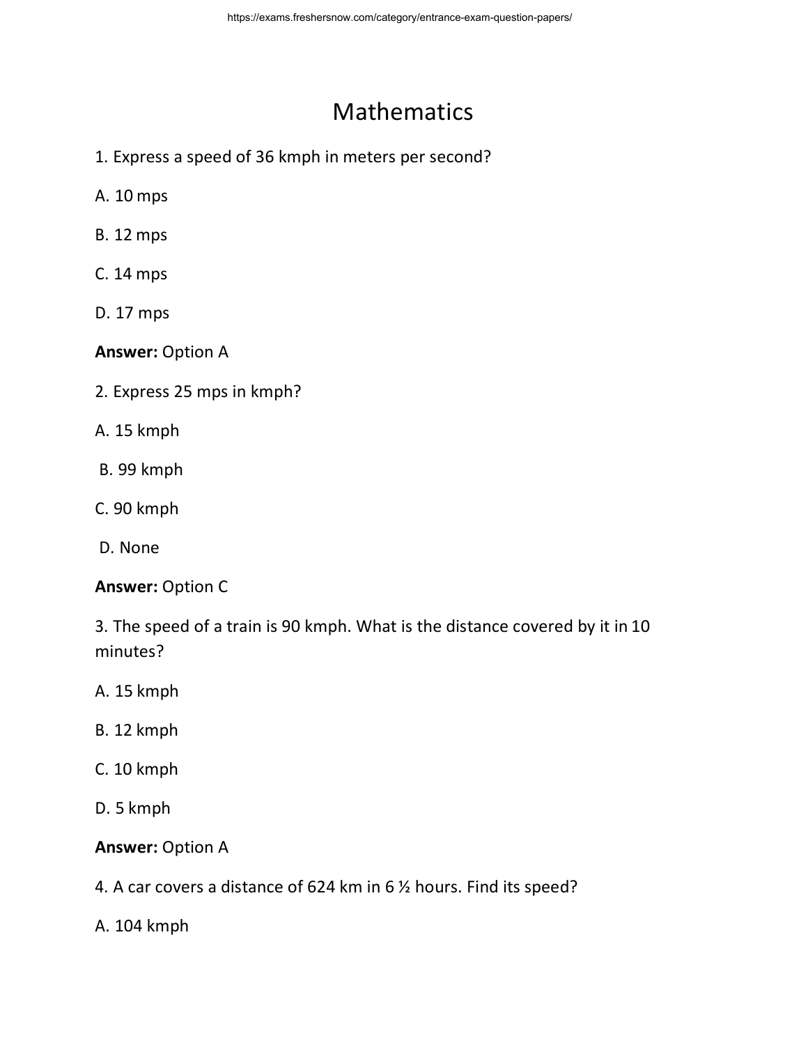# Mathematics

1. Express a speed of 36 kmph in meters per second?

A. 10 mps

B. 12 mps

C. 14 mps

D. 17 mps

**Answer:** Option A

2. Express 25 mps in kmph?

A. 15 kmph

B. 99 kmph

C. 90 kmph

D. None

**Answer:** Option C

3. The speed of a train is 90 kmph. What is the distance covered by it in 10 minutes?

A. 15 kmph

B. 12 kmph

C. 10 kmph

D. 5 kmph

**Answer:** Option A

4. A car covers a distance of 624 km in 6 ½ hours. Find its speed?

A. 104 kmph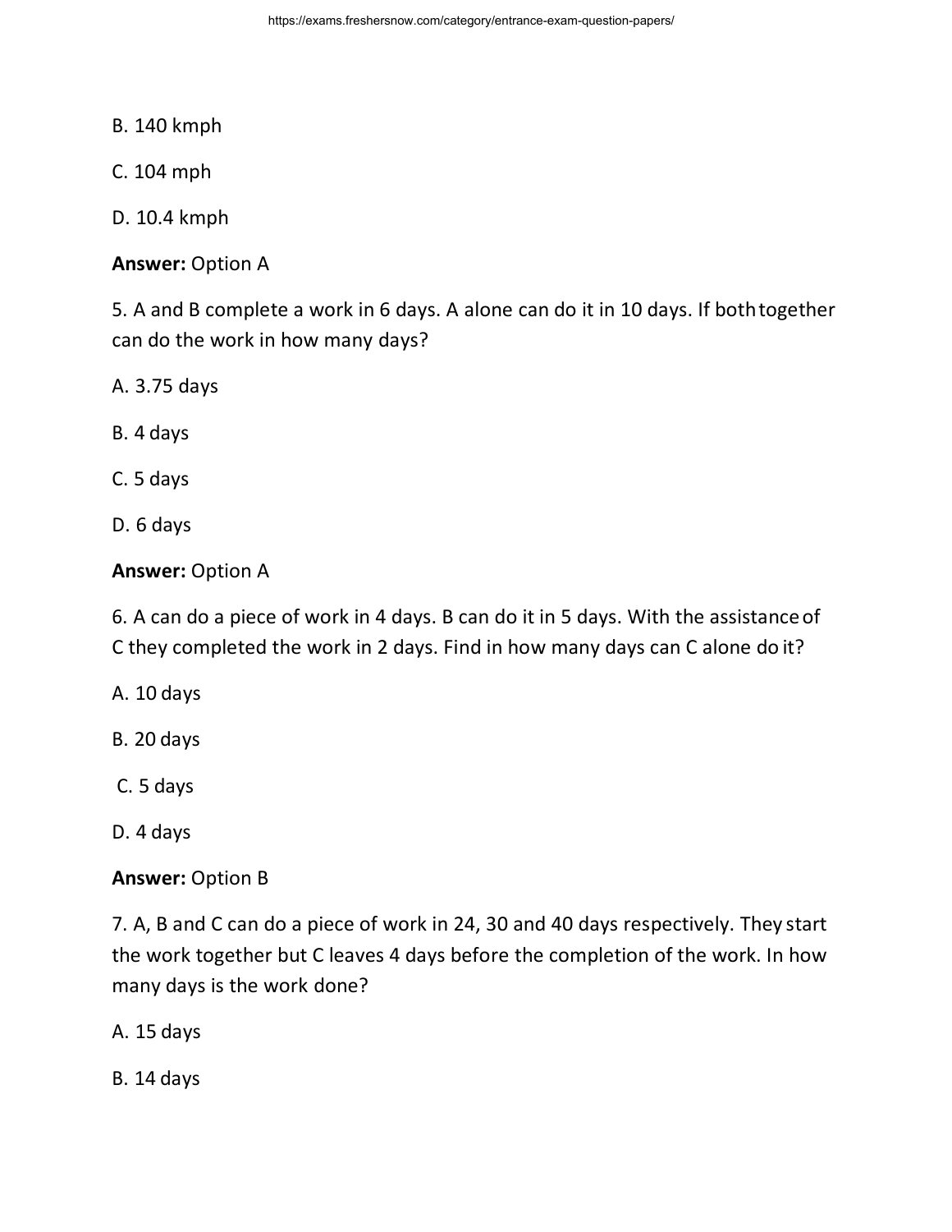B. 140 kmph

C. 104 mph

D. 10.4 kmph

**Answer:** Option A

5. A and B complete a work in 6 days. A alone can do it in 10 days. If both together can do the work in how many days?

A. 3.75 days

B. 4 days

C. 5 days

D. 6 days

**Answer:** Option A

6. A can do a piece of work in 4 days. B can do it in 5 days. With the assistance of C they completed the work in 2 days. Find in how many days can C alone do it?

A. 10 days

B. 20 days

C. 5 days

D. 4 days

**Answer:** Option B

7. A, B and C can do a piece of work in 24, 30 and 40 days respectively. They start the work together but C leaves 4 days before the completion of the work. In how many days is the work done?

A. 15 days

B. 14 days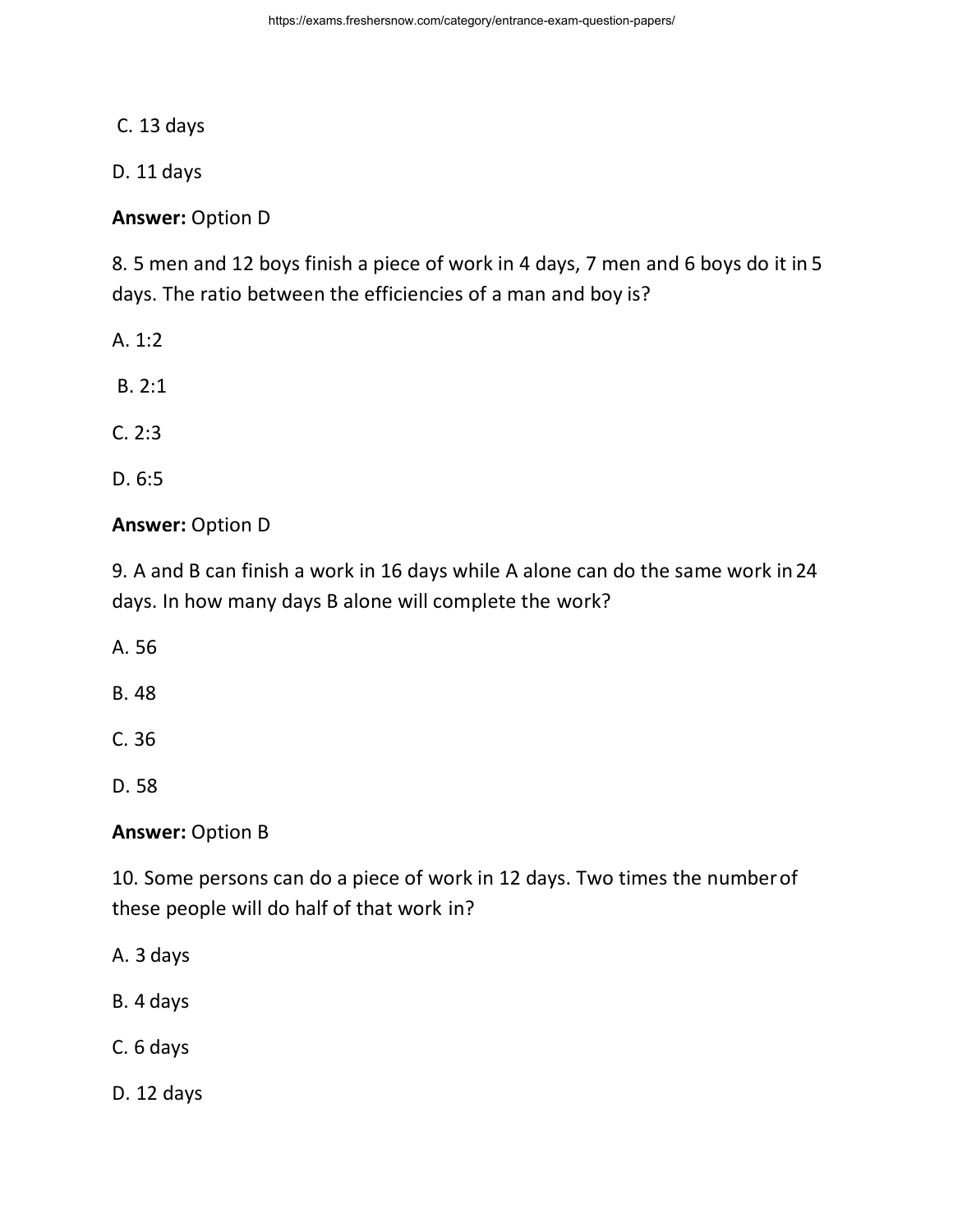C. 13 days

D. 11 days

**Answer:** Option D

8. 5 men and 12 boys finish a piece of work in 4 days, 7 men and 6 boys do it in 5 days. The ratio between the efficiencies of a man and boy is?

A. 1:2

B. 2:1

C. 2:3

D. 6:5

**Answer:** Option D

9. A and B can finish a work in 16 days while A alone can do the same work in 24 days. In how many days B alone will complete the work?

A. 56

B. 48

C. 36

D. 58

**Answer:** Option B

10. Some persons can do a piece of work in 12 days. Two times the number of these people will do half of that work in?

A. 3 days

B. 4 days

C. 6 days

D. 12 days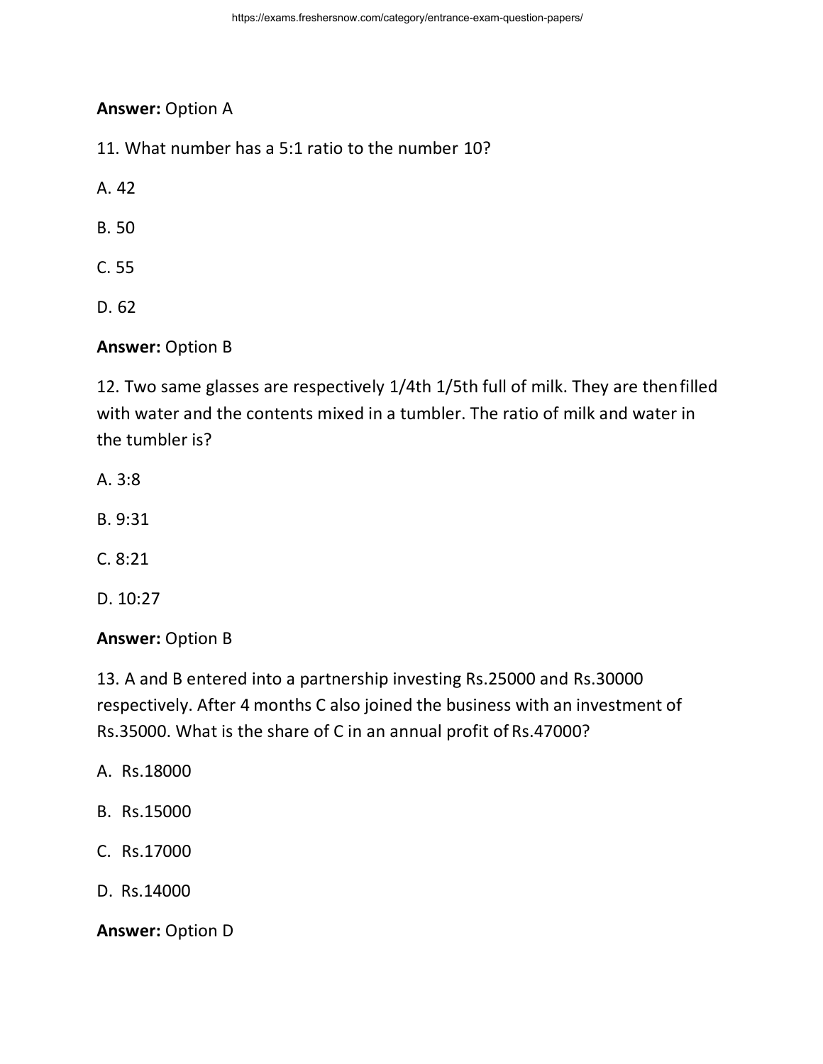**Answer:** Option A

11. What number has a 5:1 ratio to the number 10?

A. 42

B. 50

C. 55

D. 62

**Answer:** Option B

12. Two same glasses are respectively 1/4th 1/5th full of milk. They are then filled with water and the contents mixed in a tumbler. The ratio of milk and water in the tumbler is?

A. 3:8

B. 9:31

C. 8:21

D. 10:27

**Answer:** Option B

13. A and B entered into a partnership investing Rs.25000 and Rs.30000 respectively. After 4 months C also joined the business with an investment of Rs.35000. What is the share of C in an annual profit of Rs.47000?

A. Rs.18000

B. Rs.15000

C. Rs.17000

D. Rs.14000

**Answer:** Option D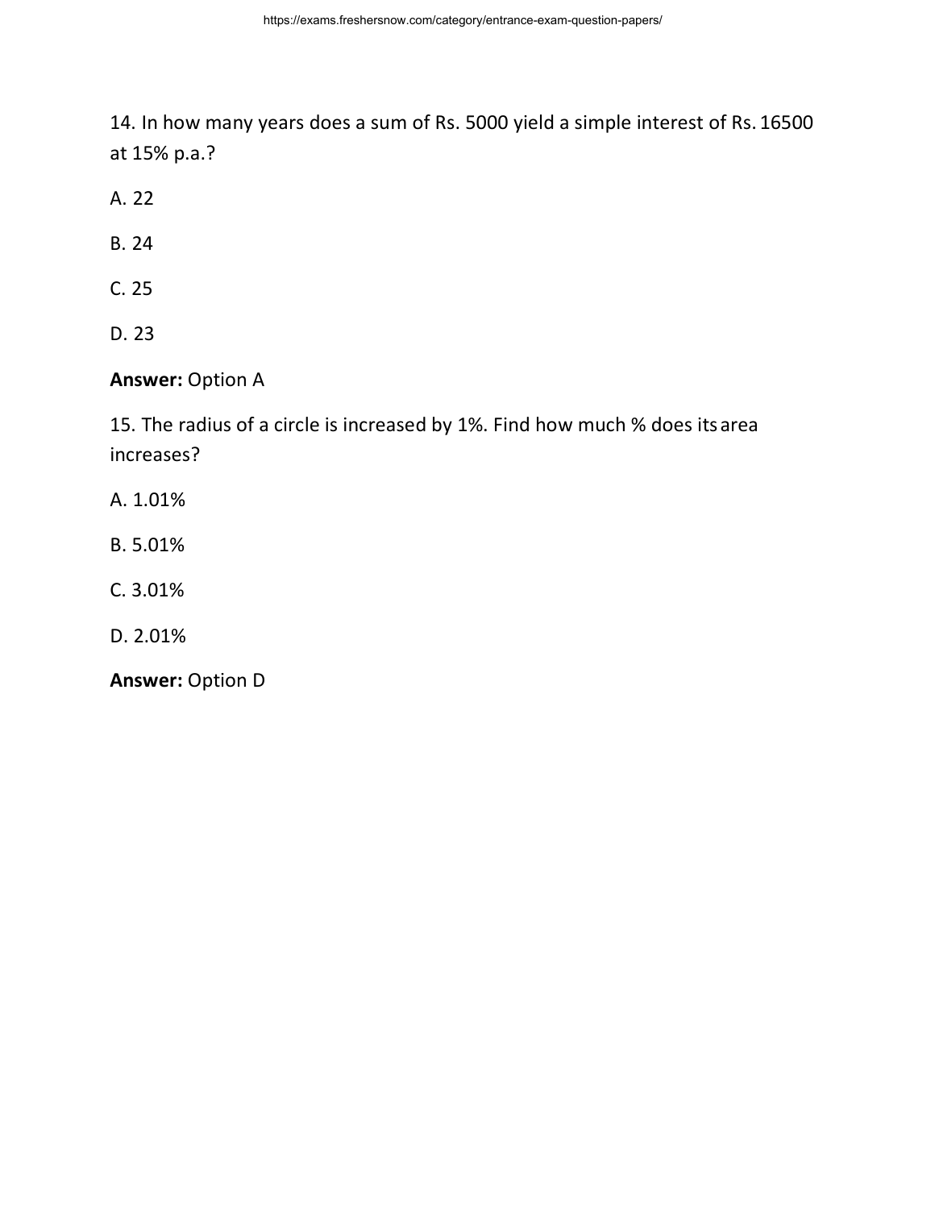14. In how many years does a sum of Rs. 5000 yield a simple interest of Rs. 16500 at 15% p.a.?

A. 22

B. 24

C. 25

D. 23

**Answer:** Option A

15. The radius of a circle is increased by 1%. Find how much % does its area increases?

A. 1.01%

B. 5.01%

C. 3.01%

D. 2.01%

**Answer:** Option D